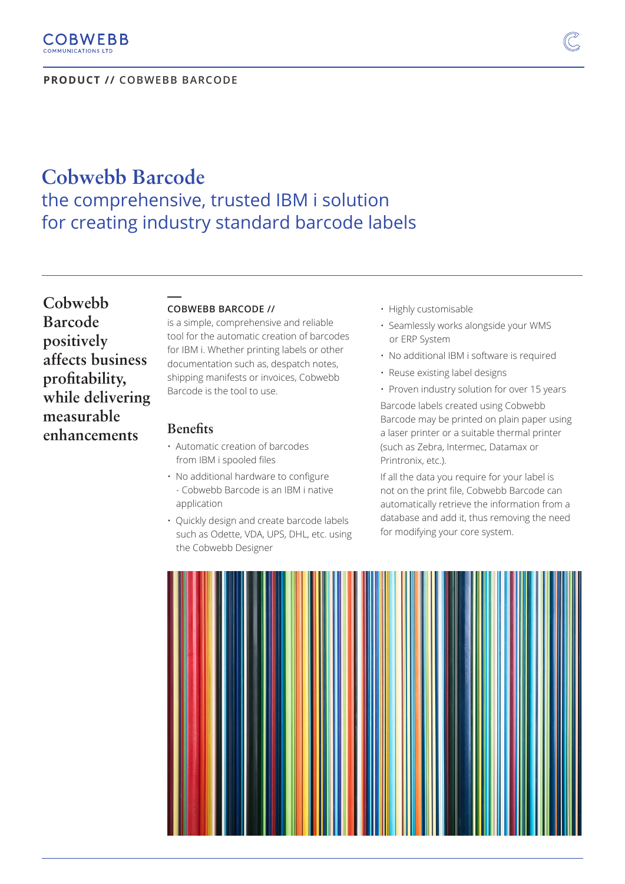**PRODUCT // COBWEBB BARCODE**

# Cobwebb Barcode

## the comprehensive, trusted IBM i solution for creating industry standard barcode labels

**Cobwebb Barcode positively affects business profitability, while delivering measurable enhancements**

**COBWEBB BARCODE //** is a simple, comprehensive and reliable tool for the automatic creation of barcodes for IBM i. Whether printing labels or other documentation such as, despatch notes, shipping manifests or invoices, Cobwebb Barcode is the tool to use.

### Benefits

- Automatic creation of barcodes from IBM i spooled files
- No additional hardware to configure - Cobwebb Barcode is an IBM i native application
- Quickly design and create barcode labels such as Odette, VDA, UPS, DHL, etc. using the Cobwebb Designer
- Highly customisable
- Seamlessly works alongside your WMS or ERP System
- No additional IBM i software is required
- Reuse existing label designs
- Proven industry solution for over 15 years

Barcode labels created using Cobwebb Barcode may be printed on plain paper using a laser printer or a suitable thermal printer (such as Zebra, Intermec, Datamax or Printronix, etc.).

If all the data you require for your label is not on the print file, Cobwebb Barcode can automatically retrieve the information from a database and add it, thus removing the need for modifying your core system.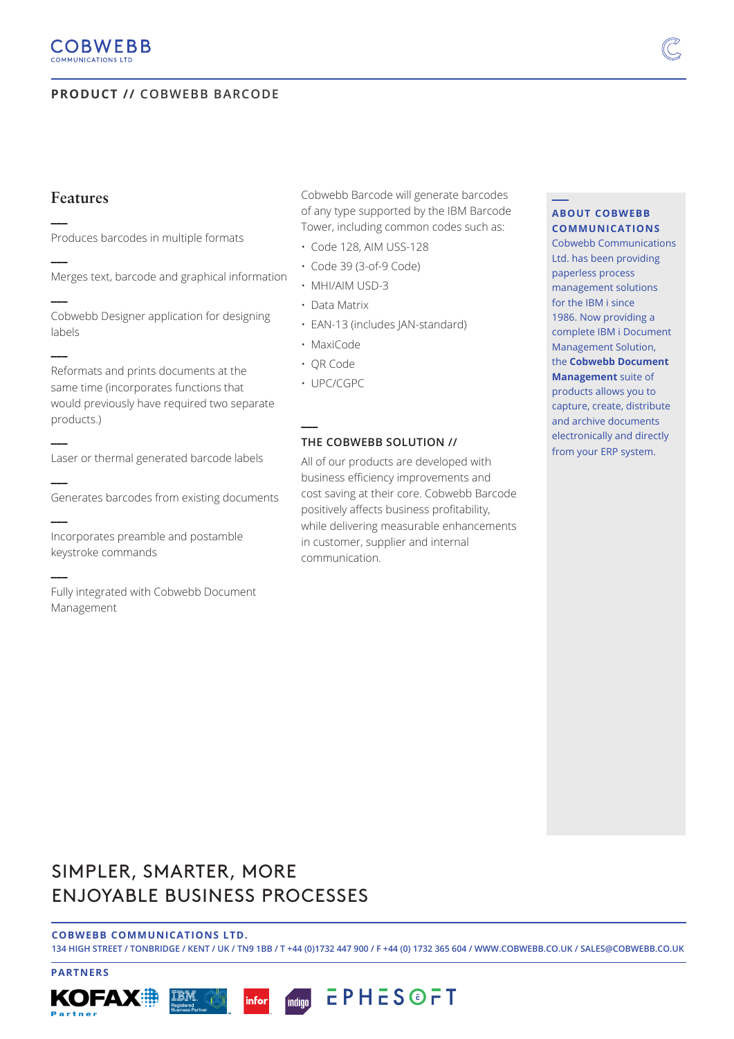## Features

Produces barcodes in multiple formats

Merges text, barcode and graphical information

Cobwebb Designer application for designing labels

Reformats and prints documents at the same time (incorporates functions that would previously have required two separate products.)

Laser or thermal generated barcode labels

Generates barcodes from existing documents

Incorporates preamble and postamble keystroke commands

Fully integrated with Cobwebb Document Management

Cobwebb Barcode will generate barcodes of any type supported by the IBM Barcode Tower, including common codes such as:

- Code 128, AIM USS-128
- Code 39 (3-of-9 Code)
- MHI/AIM USD-3
- Data Matrix
- EAN-13 (includes JAN-standard)
- MaxiCode
- QR Code
- UPC/CGPC

### THE COBWEBB SOLUTION //

All of our products are developed with business efficiency improvements and cost saving at their core. Cobwebb Barcode positively affects business profitability, while delivering measurable enhancements in customer, supplier and internal communication.

### ABOUT COBWEBB COMMUNICATIONS

Cobwebb Communications Ltd. has been providing paperless process management solutions for the IBM i since 1986. Now providing a complete IBM i Document Management Solution, the **Cobwebb Document Management** suite of products allows you to capture, create, distribute and archive documents electronically and directly from your ERP system.

## SIMPLER, SMARTER, MORE ENJOYABLE BUSINESS PROCESSES

**COBWEBB COMMUNICATIONS LTD.**
134 HIGH STREET / TONBRIDGE / KENT / UK / TN9 1BB / T +44 (0)1732 447 900 / F +44 (0) 1732 365 604 / WWW.COBWEBB.CO.UK / SALES@COBWEBB.CO.UK

**PARTNERS**